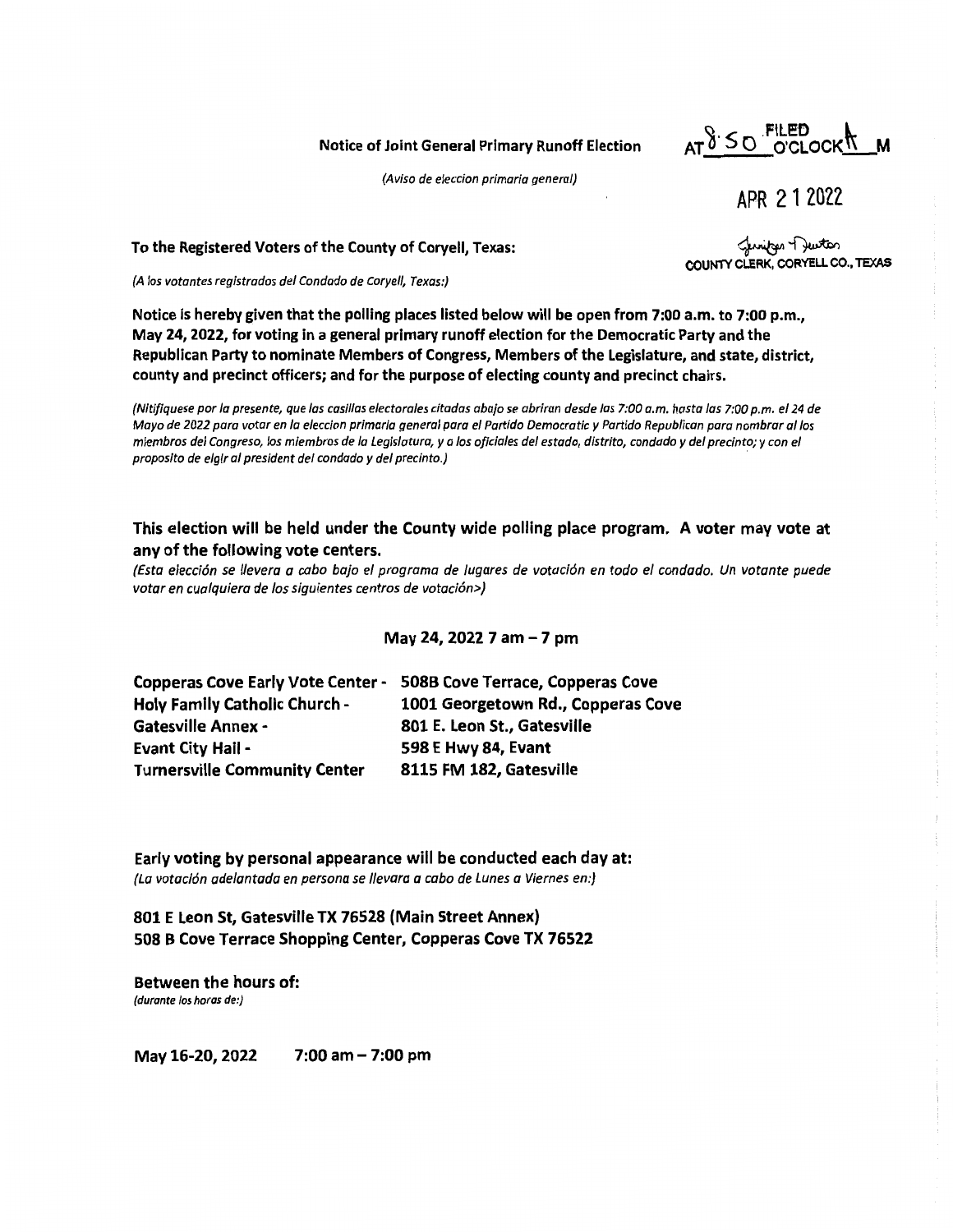**Notice of Joint General Primary Runoff Election**

*(Aviso de eleccion primaria general)*

FILED AT 8:50 O'CLOCK A M

APR 21 2022

Jennifer Duston
COUNTY CLERK, CORYELL CO., TEXAS

**To the Registered Voters of the County of Coryell, Texas:**

*(A los votantes registrados del Condado de Coryell, Texas:)*

**Notice is hereby given that the polling places listed below will be open from 7:00 a.m. to 7:00 p.m., May 24, 2022, for voting in a general primary runoff election for the Democratic Party and the Republican Party to nominate Members of Congress, Members of the Legislature, and state, district, county and precinct officers; and for the purpose of electing county and precinct chairs.**

*(Nitifiquese por la presente, que las casillas electorales citadas abajo se abriran desde las 7:00 a.m. hasta las 7:00 p.m. el 24 de Mayo de 2022 para votar en la eleccion primaria general para el Partido Democratic y Partido Republican para nombrar al los miembros del Congreso, los miembros de la Legislatura, y a los oficiales del estado, distrito, condado y del precinto; y con el proposito de elgir al president del condado y del precinto.)*

**This election will be held under the County wide polling place program. A voter may vote at any of the following vote centers.**

*(Esta elección se llevera a cabo bajo el programa de lugares de votación en todo el condado. Un votante puede votar en cualquiera de los siguientes centros de votación>)*

**May 24, 2022 7 am – 7 pm**

| | |
|---|---|
| **Copperas Cove Early Vote Center -** | **508B Cove Terrace, Copperas Cove** |
| **Holy Family Catholic Church -** | **1001 Georgetown Rd., Copperas Cove** |
| **Gatesville Annex -** | **801 E. Leon St., Gatesville** |
| **Evant City Hall -** | **598 E Hwy 84, Evant** |
| **Turnersville Community Center** | **8115 FM 182, Gatesville** |

**Early voting by personal appearance will be conducted each day at:**

*(La votación adelantada en persona se llevara a cabo de Lunes a Viernes en:)*

**801 E Leon St, Gatesville TX 76528 (Main Street Annex)**
**508 B Cove Terrace Shopping Center, Copperas Cove TX 76522**

**Between the hours of:**

*(durante los horas de:)*

**May 16-20, 2022 7:00 am – 7:00 pm**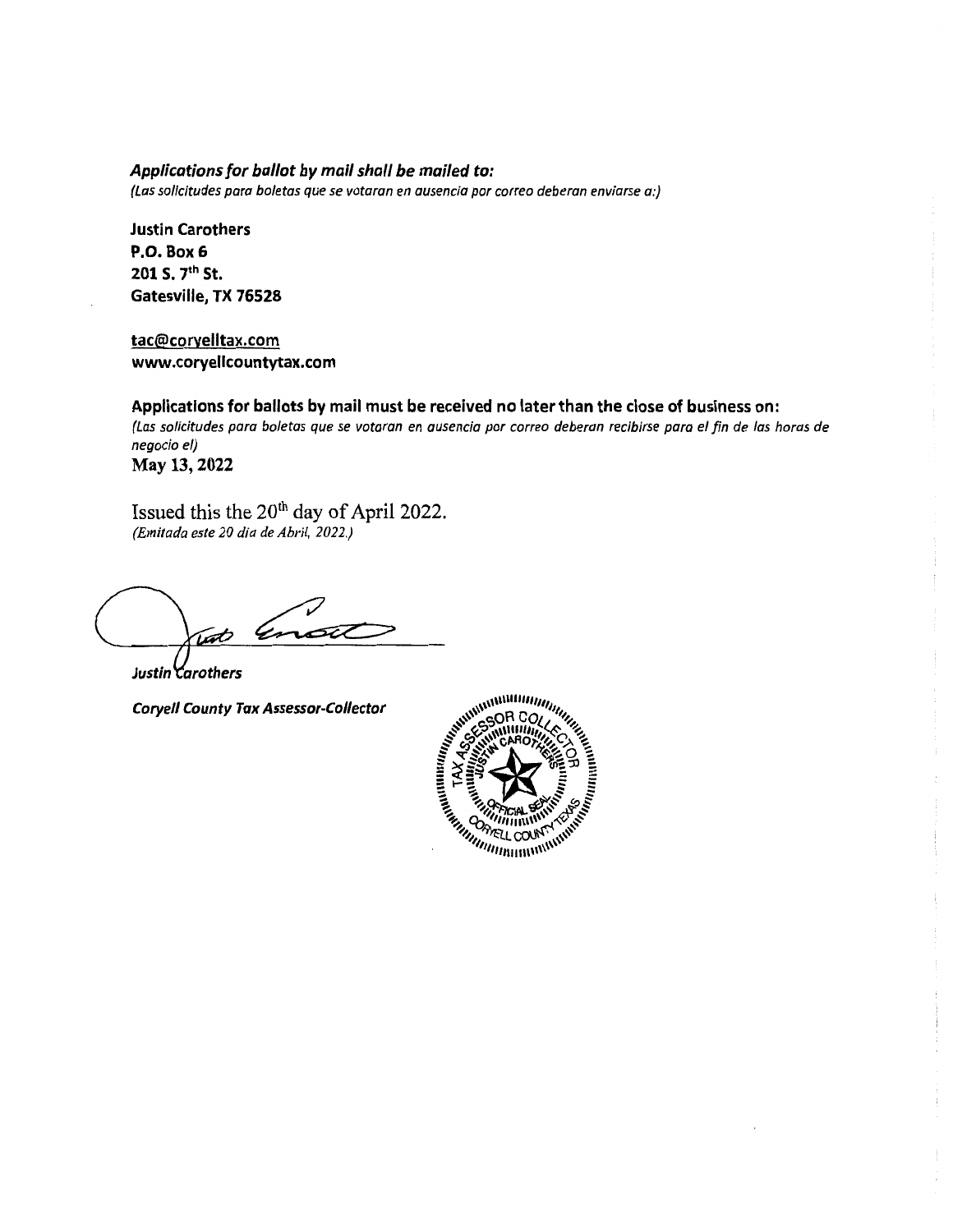***Applications for ballot by mail shall be mailed to:***

*(Las solicitudes para boletas que se votaran en ausencia por correo deberan enviarse a:)*

**Justin Carothers**
**P.O. Box 6**
**201 S. 7th St.**
**Gatesville, TX 76528**

**tac@coryelltax.com**
**www.coryellcountytax.com**

**Applications for ballots by mail must be received no later than the close of business on:**

*(Las solicitudes para boletas que se votaran en ausencia por correo deberan recibirse para el fin de las horas de negocio el)*

**May 13, 2022**

Issued this the 20th day of April 2022.
*(Emitada este 20 dia de Abril, 2022.)*

***Justin Carothers***

***Coryell County Tax Assessor-Collector***

TAX ASSESSOR COLLECTOR JUSTIN CAROTHERS OFFICIAL SEAL CORYELL COUNTY TEXAS